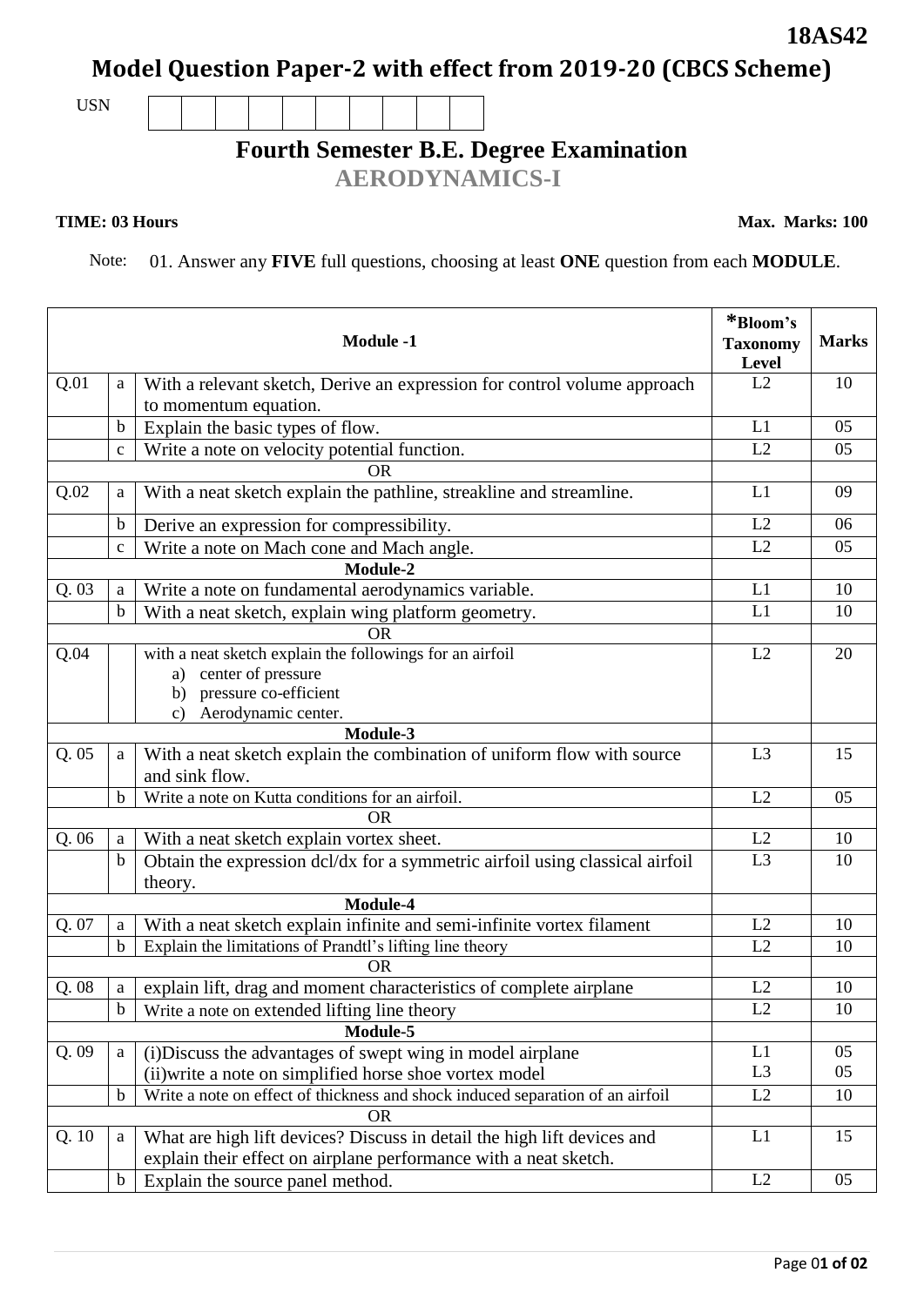**18AS42**

# Model Question Paper-2 with effect from 2019-20 (CBCS Scheme)

USN | | | | | | | | | | |

## Fourth Semester B.E. Degree Examination

## AERODYNAMICS-I

**TIME: 03 Hours** **Max. Marks: 100**

Note: 01. Answer any **FIVE** full questions, choosing at least **ONE** question from each **MODULE**.

| | | **Module -1** | ***Bloom's Taxonomy Level** | **Marks** |
|---|---|---|---|---|
| Q.01 | a | With a relevant sketch, Derive an expression for control volume approach to momentum equation. | L2 | 10 |
| | b | Explain the basic types of flow. | L1 | 05 |
| | c | Write a note on velocity potential function. | L2 | 05 |
| | | OR | | |
| Q.02 | a | With a neat sketch explain the pathline, streakline and streamline. | L1 | 09 |
| | b | Derive an expression for compressibility. | L2 | 06 |
| | c | Write a note on Mach cone and Mach angle. | L2 | 05 |
| | | **Module-2** | | |
| Q. 03 | a | Write a note on fundamental aerodynamics variable. | L1 | 10 |
| | b | With a neat sketch, explain wing platform geometry. | L1 | 10 |
| | | OR | | |
| Q.04 | | with a neat sketch explain the followings for an airfoil<br>a) center of pressure<br>b) pressure co-efficient<br>c) Aerodynamic center. | L2 | 20 |
| | | **Module-3** | | |
| Q. 05 | a | With a neat sketch explain the combination of uniform flow with source and sink flow. | L3 | 15 |
| | b | Write a note on Kutta conditions for an airfoil. | L2 | 05 |
| | | OR | | |
| Q. 06 | a | With a neat sketch explain vortex sheet. | L2 | 10 |
| | b | Obtain the expression dcl/dx for a symmetric airfoil using classical airfoil theory. | L3 | 10 |
| | | **Module-4** | | |
| Q. 07 | a | With a neat sketch explain infinite and semi-infinite vortex filament | L2 | 10 |
| | b | Explain the limitations of Prandtl's lifting line theory | L2 | 10 |
| | | OR | | |
| Q. 08 | a | explain lift, drag and moment characteristics of complete airplane | L2 | 10 |
| | b | Write a note on extended lifting line theory | L2 | 10 |
| | | **Module-5** | | |
| Q. 09 | a | (i)Discuss the advantages of swept wing in model airplane<br>(ii)write a note on simplified horse shoe vortex model | L1<br>L3 | 05<br>05 |
| | b | Write a note on effect of thickness and shock induced separation of an airfoil | L2 | 10 |
| | | OR | | |
| Q. 10 | a | What are high lift devices? Discuss in detail the high lift devices and explain their effect on airplane performance with a neat sketch. | L1 | 15 |
| | b | Explain the source panel method. | L2 | 05 |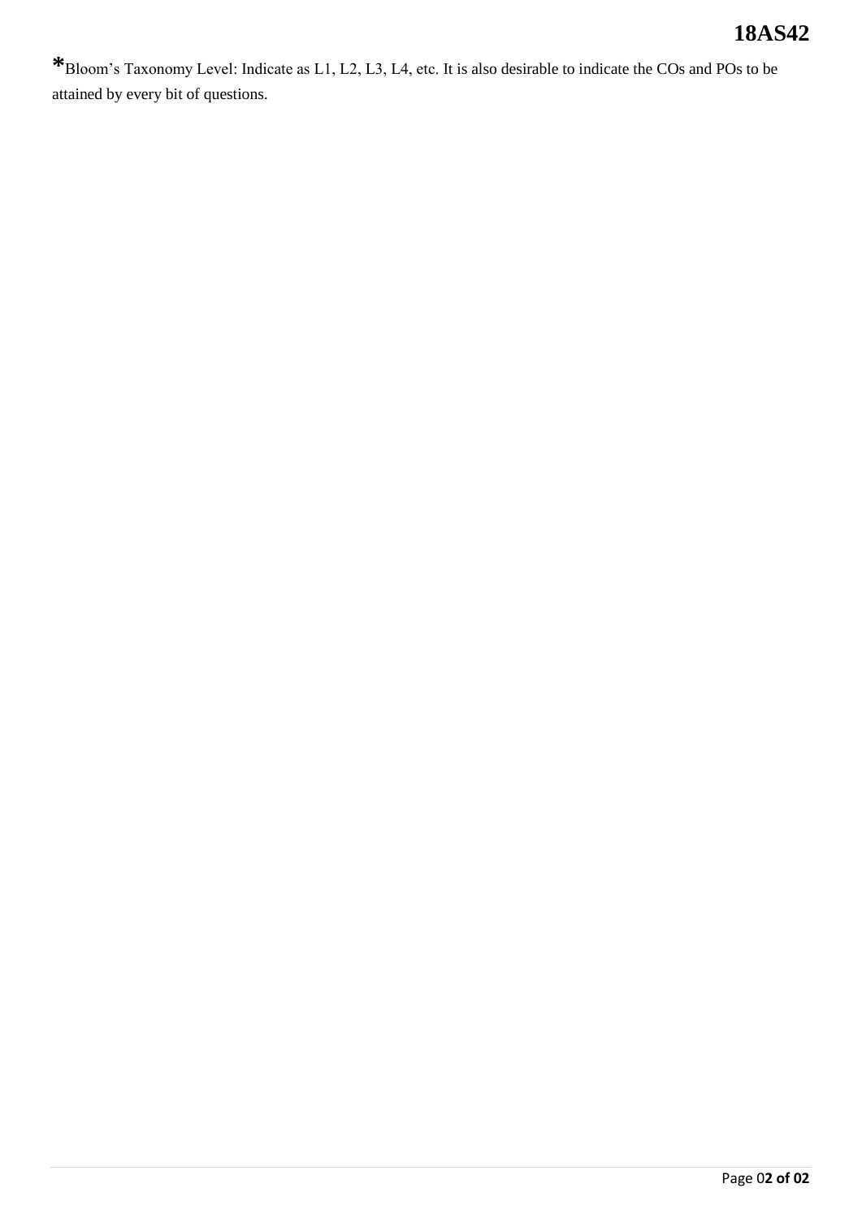*Bloom's Taxonomy Level: Indicate as L1, L2, L3, L4, etc. It is also desirable to indicate the COs and POs to be attained by every bit of questions.